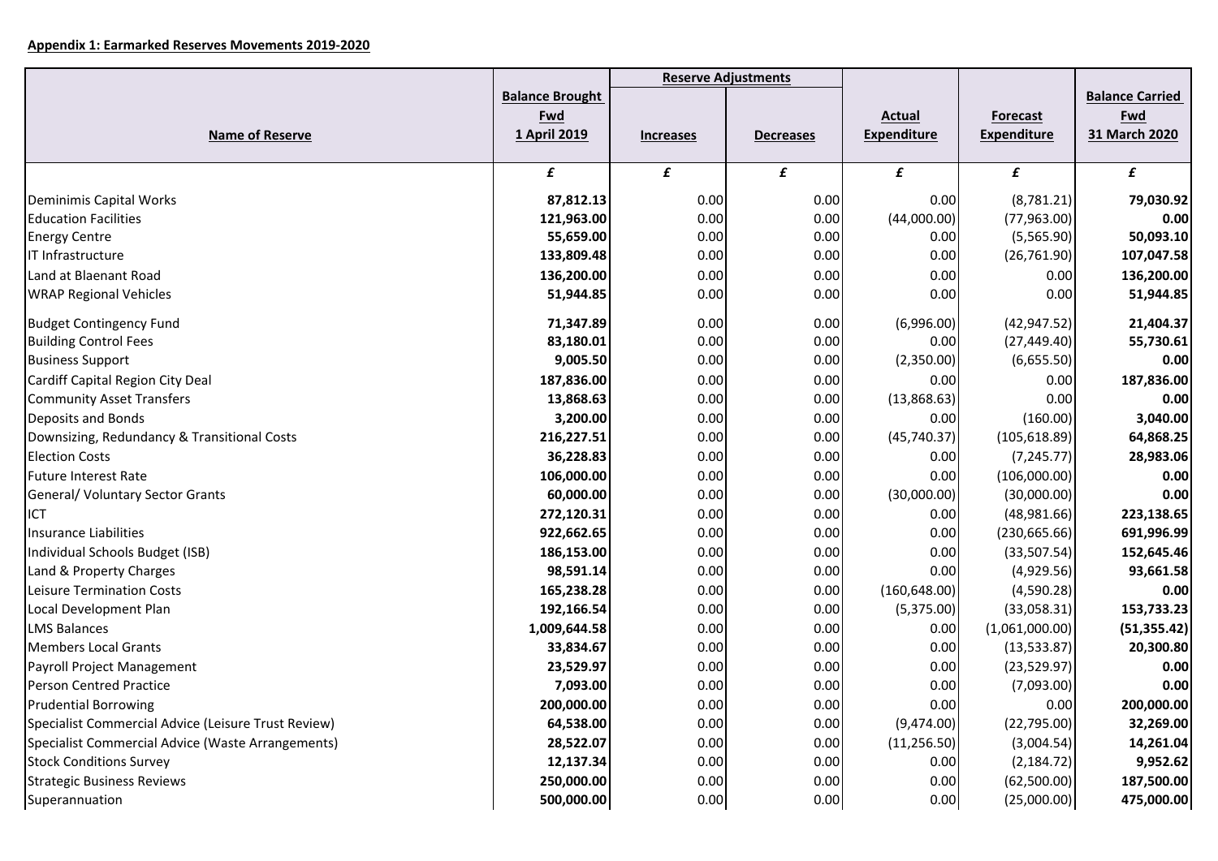**Appendix 1: Earmarked Reserves Movements 2019-2020**

| Name of Reserve | Balance Brought Fwd 1 April 2019 | Reserve Adjustments | | Actual Expenditure | Forecast Expenditure | Balance Carried Fwd 31 March 2020 |
|---|---|---|---|---|---|---|
| | | Increases | Decreases | | | |
| | £ | £ | £ | £ | £ | £ |
| Deminimis Capital Works | **87,812.13** | 0.00 | 0.00 | 0.00 | (8,781.21) | **79,030.92** |
| Education Facilities | **121,963.00** | 0.00 | 0.00 | (44,000.00) | (77,963.00) | **0.00** |
| Energy Centre | **55,659.00** | 0.00 | 0.00 | 0.00 | (5,565.90) | **50,093.10** |
| IT Infrastructure | **133,809.48** | 0.00 | 0.00 | 0.00 | (26,761.90) | **107,047.58** |
| Land at Blaenant Road | **136,200.00** | 0.00 | 0.00 | 0.00 | 0.00 | **136,200.00** |
| WRAP Regional Vehicles | **51,944.85** | 0.00 | 0.00 | 0.00 | 0.00 | **51,944.85** |
| Budget Contingency Fund | **71,347.89** | 0.00 | 0.00 | (6,996.00) | (42,947.52) | **21,404.37** |
| Building Control Fees | **83,180.01** | 0.00 | 0.00 | 0.00 | (27,449.40) | **55,730.61** |
| Business Support | **9,005.50** | 0.00 | 0.00 | (2,350.00) | (6,655.50) | **0.00** |
| Cardiff Capital Region City Deal | **187,836.00** | 0.00 | 0.00 | 0.00 | 0.00 | **187,836.00** |
| Community Asset Transfers | **13,868.63** | 0.00 | 0.00 | (13,868.63) | 0.00 | **0.00** |
| Deposits and Bonds | **3,200.00** | 0.00 | 0.00 | 0.00 | (160.00) | **3,040.00** |
| Downsizing, Redundancy & Transitional Costs | **216,227.51** | 0.00 | 0.00 | (45,740.37) | (105,618.89) | **64,868.25** |
| Election Costs | **36,228.83** | 0.00 | 0.00 | 0.00 | (7,245.77) | **28,983.06** |
| Future Interest Rate | **106,000.00** | 0.00 | 0.00 | 0.00 | (106,000.00) | **0.00** |
| General/ Voluntary Sector Grants | **60,000.00** | 0.00 | 0.00 | (30,000.00) | (30,000.00) | **0.00** |
| ICT | **272,120.31** | 0.00 | 0.00 | 0.00 | (48,981.66) | **223,138.65** |
| Insurance Liabilities | **922,662.65** | 0.00 | 0.00 | 0.00 | (230,665.66) | **691,996.99** |
| Individual Schools Budget (ISB) | **186,153.00** | 0.00 | 0.00 | 0.00 | (33,507.54) | **152,645.46** |
| Land & Property Charges | **98,591.14** | 0.00 | 0.00 | 0.00 | (4,929.56) | **93,661.58** |
| Leisure Termination Costs | **165,238.28** | 0.00 | 0.00 | (160,648.00) | (4,590.28) | **0.00** |
| Local Development Plan | **192,166.54** | 0.00 | 0.00 | (5,375.00) | (33,058.31) | **153,733.23** |
| LMS Balances | **1,009,644.58** | 0.00 | 0.00 | 0.00 | (1,061,000.00) | **(51,355.42)** |
| Members Local Grants | **33,834.67** | 0.00 | 0.00 | 0.00 | (13,533.87) | **20,300.80** |
| Payroll Project Management | **23,529.97** | 0.00 | 0.00 | 0.00 | (23,529.97) | **0.00** |
| Person Centred Practice | **7,093.00** | 0.00 | 0.00 | 0.00 | (7,093.00) | **0.00** |
| Prudential Borrowing | **200,000.00** | 0.00 | 0.00 | 0.00 | 0.00 | **200,000.00** |
| Specialist Commercial Advice (Leisure Trust Review) | **64,538.00** | 0.00 | 0.00 | (9,474.00) | (22,795.00) | **32,269.00** |
| Specialist Commercial Advice (Waste Arrangements) | **28,522.07** | 0.00 | 0.00 | (11,256.50) | (3,004.54) | **14,261.04** |
| Stock Conditions Survey | **12,137.34** | 0.00 | 0.00 | 0.00 | (2,184.72) | **9,952.62** |
| Strategic Business Reviews | **250,000.00** | 0.00 | 0.00 | 0.00 | (62,500.00) | **187,500.00** |
| Superannuation | **500,000.00** | 0.00 | 0.00 | 0.00 | (25,000.00) | **475,000.00** |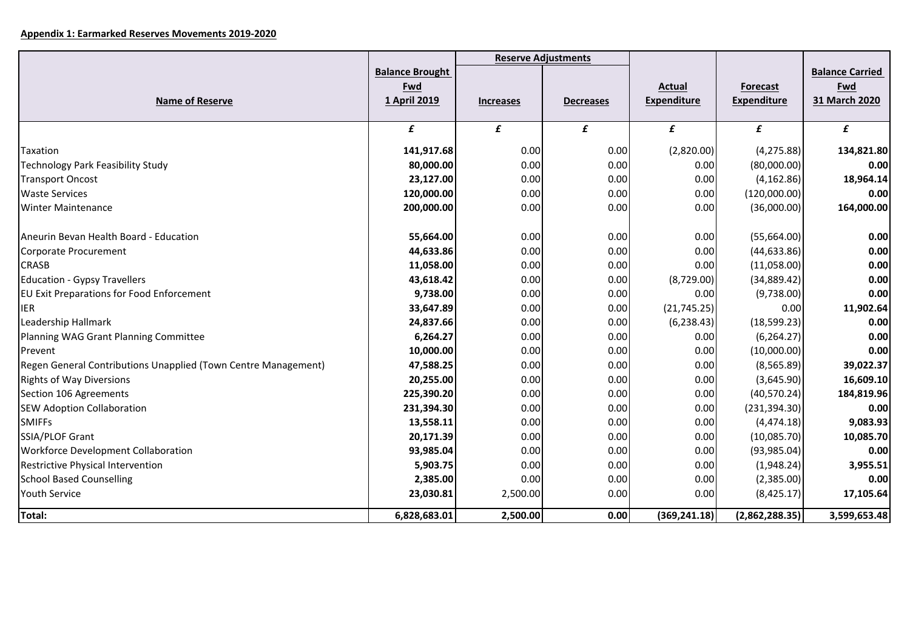**Appendix 1: Earmarked Reserves Movements 2019-2020**

| Name of Reserve | Balance Brought Fwd 1 April 2019 | Reserve Adjustments | | Actual Expenditure | Forecast Expenditure | Balance Carried Fwd 31 March 2020 |
|---|---|---|---|---|---|---|
| | | Increases | Decreases | | | |
| | £ | £ | £ | £ | £ | £ |
| Taxation | **141,917.68** | 0.00 | 0.00 | (2,820.00) | (4,275.88) | **134,821.80** |
| Technology Park Feasibility Study | **80,000.00** | 0.00 | 0.00 | 0.00 | (80,000.00) | **0.00** |
| Transport Oncost | **23,127.00** | 0.00 | 0.00 | 0.00 | (4,162.86) | **18,964.14** |
| Waste Services | **120,000.00** | 0.00 | 0.00 | 0.00 | (120,000.00) | **0.00** |
| Winter Maintenance | **200,000.00** | 0.00 | 0.00 | 0.00 | (36,000.00) | **164,000.00** |
| Aneurin Bevan Health Board - Education | **55,664.00** | 0.00 | 0.00 | 0.00 | (55,664.00) | **0.00** |
| Corporate Procurement | **44,633.86** | 0.00 | 0.00 | 0.00 | (44,633.86) | **0.00** |
| CRASB | **11,058.00** | 0.00 | 0.00 | 0.00 | (11,058.00) | **0.00** |
| Education - Gypsy Travellers | **43,618.42** | 0.00 | 0.00 | (8,729.00) | (34,889.42) | **0.00** |
| EU Exit Preparations for Food Enforcement | **9,738.00** | 0.00 | 0.00 | 0.00 | (9,738.00) | **0.00** |
| IER | **33,647.89** | 0.00 | 0.00 | (21,745.25) | 0.00 | **11,902.64** |
| Leadership Hallmark | **24,837.66** | 0.00 | 0.00 | (6,238.43) | (18,599.23) | **0.00** |
| Planning WAG Grant Planning Committee | **6,264.27** | 0.00 | 0.00 | 0.00 | (6,264.27) | **0.00** |
| Prevent | **10,000.00** | 0.00 | 0.00 | 0.00 | (10,000.00) | **0.00** |
| Regen General Contributions Unapplied (Town Centre Management) | **47,588.25** | 0.00 | 0.00 | 0.00 | (8,565.89) | **39,022.37** |
| Rights of Way Diversions | **20,255.00** | 0.00 | 0.00 | 0.00 | (3,645.90) | **16,609.10** |
| Section 106 Agreements | **225,390.20** | 0.00 | 0.00 | 0.00 | (40,570.24) | **184,819.96** |
| SEW Adoption Collaboration | **231,394.30** | 0.00 | 0.00 | 0.00 | (231,394.30) | **0.00** |
| SMIFFs | **13,558.11** | 0.00 | 0.00 | 0.00 | (4,474.18) | **9,083.93** |
| SSIA/PLOF Grant | **20,171.39** | 0.00 | 0.00 | 0.00 | (10,085.70) | **10,085.70** |
| Workforce Development Collaboration | **93,985.04** | 0.00 | 0.00 | 0.00 | (93,985.04) | **0.00** |
| Restrictive Physical Intervention | **5,903.75** | 0.00 | 0.00 | 0.00 | (1,948.24) | **3,955.51** |
| School Based Counselling | **2,385.00** | 0.00 | 0.00 | 0.00 | (2,385.00) | **0.00** |
| Youth Service | **23,030.81** | 2,500.00 | 0.00 | 0.00 | (8,425.17) | **17,105.64** |
| **Total:** | **6,828,683.01** | **2,500.00** | **0.00** | **(369,241.18)** | **(2,862,288.35)** | **3,599,653.48** |